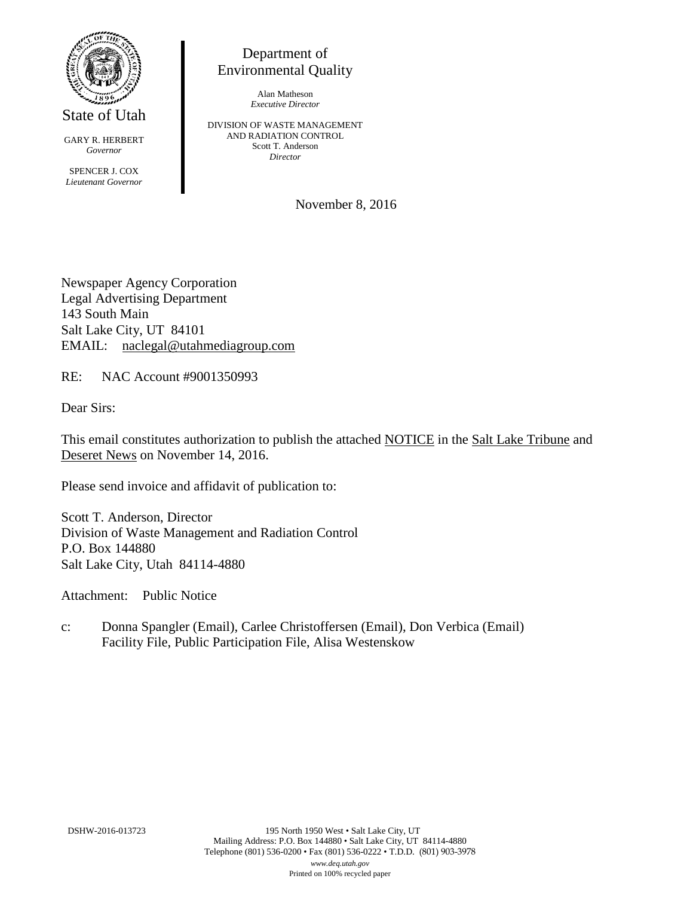State of Utah

GARY R. HERBERT
*Governor*

SPENCER J. COX
*Lieutenant Governor*

Department of
Environmental Quality

Alan Matheson
*Executive Director*

DIVISION OF WASTE MANAGEMENT
AND RADIATION CONTROL
Scott T. Anderson
*Director*

November 8, 2016

Newspaper Agency Corporation
Legal Advertising Department
143 South Main
Salt Lake City, UT 84101
EMAIL: naclegal@utahmediagroup.com

RE: NAC Account #9001350993

Dear Sirs:

This email constitutes authorization to publish the attached NOTICE in the Salt Lake Tribune and Deseret News on November 14, 2016.

Please send invoice and affidavit of publication to:

Scott T. Anderson, Director
Division of Waste Management and Radiation Control
P.O. Box 144880
Salt Lake City, Utah 84114-4880

Attachment: Public Notice

c: Donna Spangler (Email), Carlee Christoffersen (Email), Don Verbica (Email)
Facility File, Public Participation File, Alisa Westenskow

DSHW-2016-013723

195 North 1950 West • Salt Lake City, UT
Mailing Address: P.O. Box 144880 • Salt Lake City, UT 84114-4880
Telephone (801) 536-0200 • Fax (801) 536-0222 • T.D.D. (801) 903-3978
*www.deq.utah.gov*
Printed on 100% recycled paper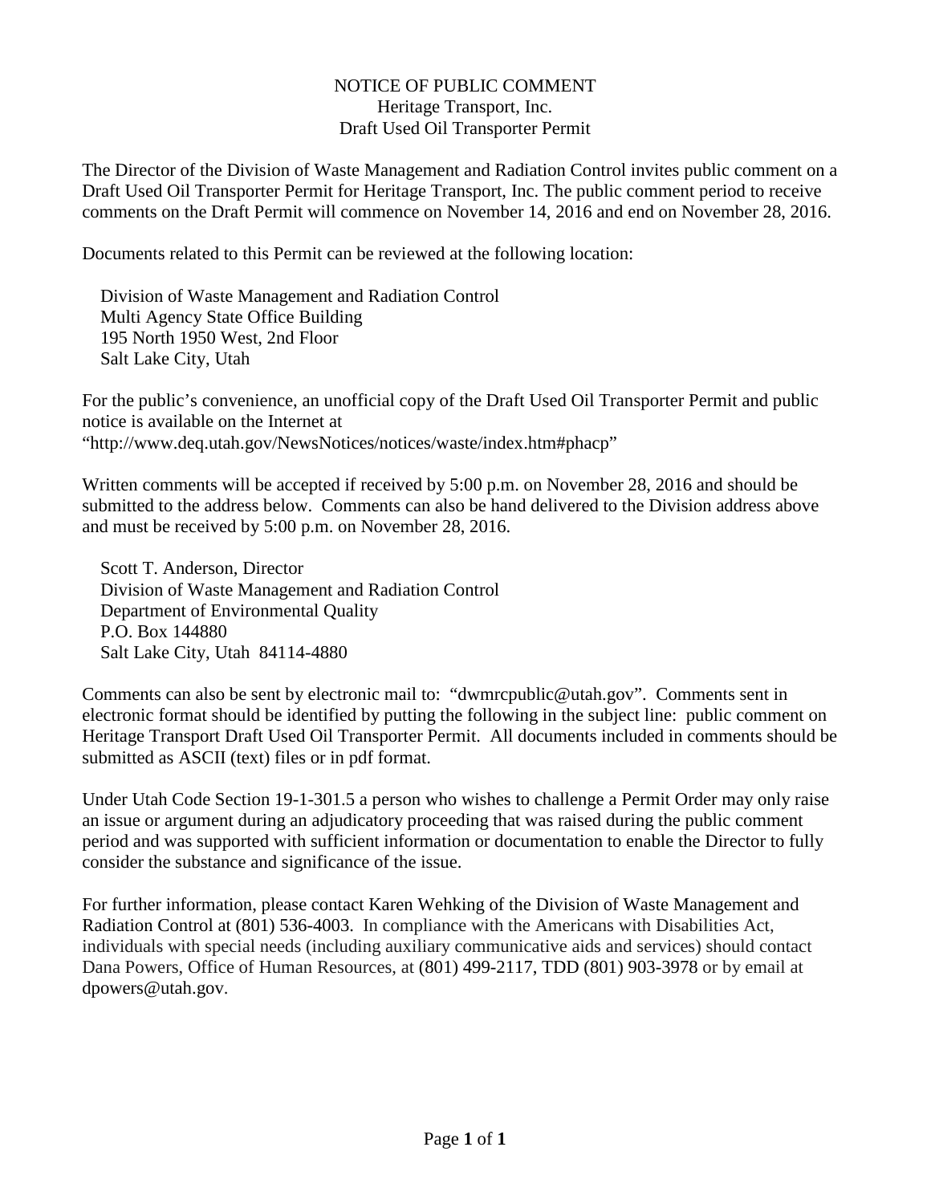# NOTICE OF PUBLIC COMMENT
## Heritage Transport, Inc.
## Draft Used Oil Transporter Permit

The Director of the Division of Waste Management and Radiation Control invites public comment on a Draft Used Oil Transporter Permit for Heritage Transport, Inc. The public comment period to receive comments on the Draft Permit will commence on November 14, 2016 and end on November 28, 2016.

Documents related to this Permit can be reviewed at the following location:

Division of Waste Management and Radiation Control
Multi Agency State Office Building
195 North 1950 West, 2nd Floor
Salt Lake City, Utah

For the public's convenience, an unofficial copy of the Draft Used Oil Transporter Permit and public notice is available on the Internet at "http://www.deq.utah.gov/NewsNotices/notices/waste/index.htm#phacp"

Written comments will be accepted if received by 5:00 p.m. on November 28, 2016 and should be submitted to the address below. Comments can also be hand delivered to the Division address above and must be received by 5:00 p.m. on November 28, 2016.

Scott T. Anderson, Director
Division of Waste Management and Radiation Control
Department of Environmental Quality
P.O. Box 144880
Salt Lake City, Utah 84114-4880

Comments can also be sent by electronic mail to: "dwmrcpublic@utah.gov". Comments sent in electronic format should be identified by putting the following in the subject line: public comment on Heritage Transport Draft Used Oil Transporter Permit. All documents included in comments should be submitted as ASCII (text) files or in pdf format.

Under Utah Code Section 19-1-301.5 a person who wishes to challenge a Permit Order may only raise an issue or argument during an adjudicatory proceeding that was raised during the public comment period and was supported with sufficient information or documentation to enable the Director to fully consider the substance and significance of the issue.

For further information, please contact Karen Wehking of the Division of Waste Management and Radiation Control at (801) 536-4003. In compliance with the Americans with Disabilities Act, individuals with special needs (including auxiliary communicative aids and services) should contact Dana Powers, Office of Human Resources, at (801) 499-2117, TDD (801) 903-3978 or by email at dpowers@utah.gov.